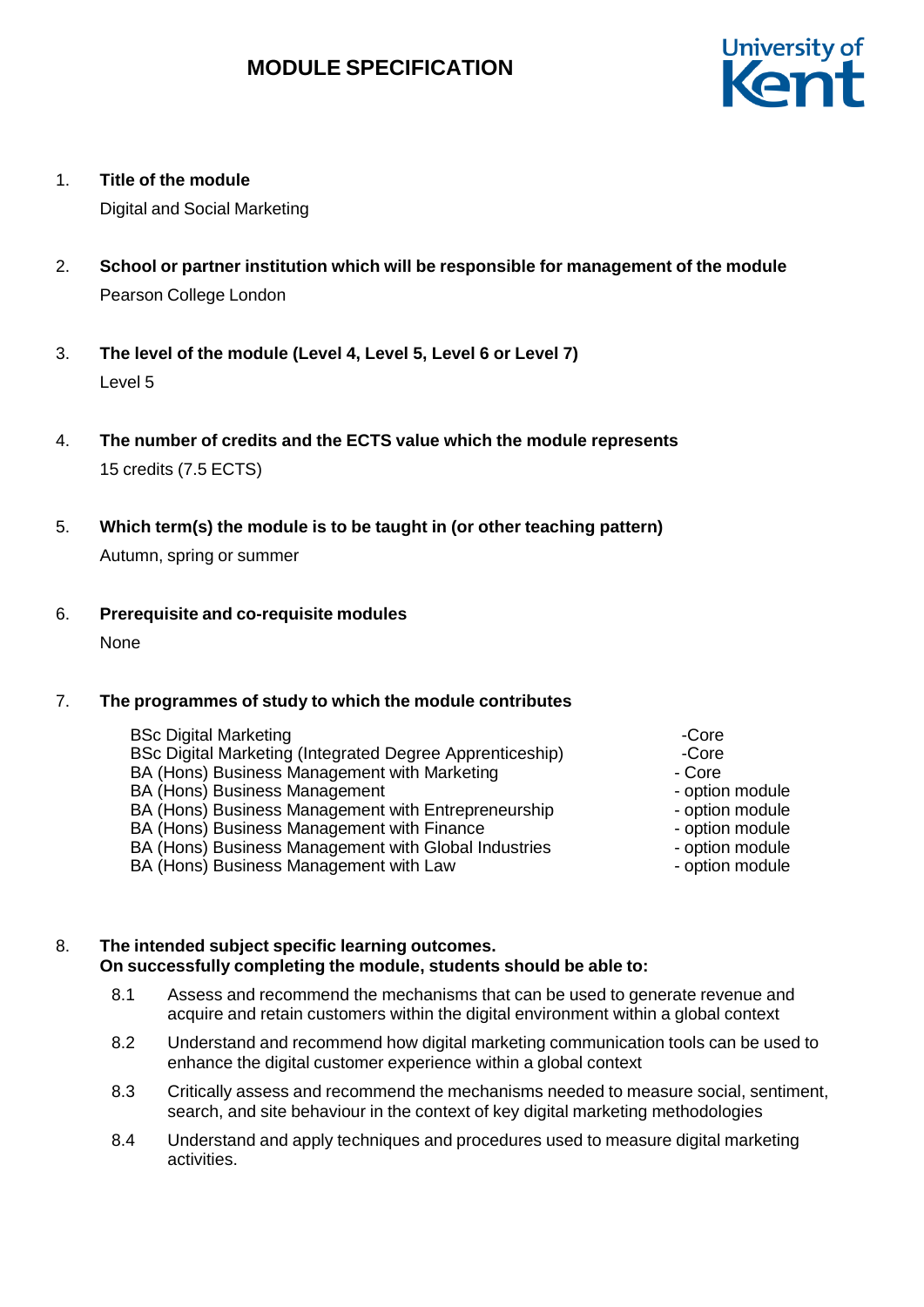# MODULE SPECIFICATION

University of Kent

1. **Title of the module**

   Digital and Social Marketing

2. **School or partner institution which will be responsible for management of the module**

   Pearson College London

3. **The level of the module (Level 4, Level 5, Level 6 or Level 7)**

   Level 5

4. **The number of credits and the ECTS value which the module represents**

   15 credits (7.5 ECTS)

5. **Which term(s) the module is to be taught in (or other teaching pattern)**

   Autumn, spring or summer

6. **Prerequisite and co-requisite modules**

   None

7. **The programmes of study to which the module contributes**

| Programme | Status |
|---|---|
| BSc Digital Marketing | -Core |
| BSc Digital Marketing (Integrated Degree Apprenticeship) | -Core |
| BA (Hons) Business Management with Marketing | - Core |
| BA (Hons) Business Management | - option module |
| BA (Hons) Business Management with Entrepreneurship | - option module |
| BA (Hons) Business Management with Finance | - option module |
| BA (Hons) Business Management with Global Industries | - option module |
| BA (Hons) Business Management with Law | - option module |

8. **The intended subject specific learning outcomes. On successfully completing the module, students should be able to:**

   8.1 Assess and recommend the mechanisms that can be used to generate revenue and acquire and retain customers within the digital environment within a global context

   8.2 Understand and recommend how digital marketing communication tools can be used to enhance the digital customer experience within a global context

   8.3 Critically assess and recommend the mechanisms needed to measure social, sentiment, search, and site behaviour in the context of key digital marketing methodologies

   8.4 Understand and apply techniques and procedures used to measure digital marketing activities.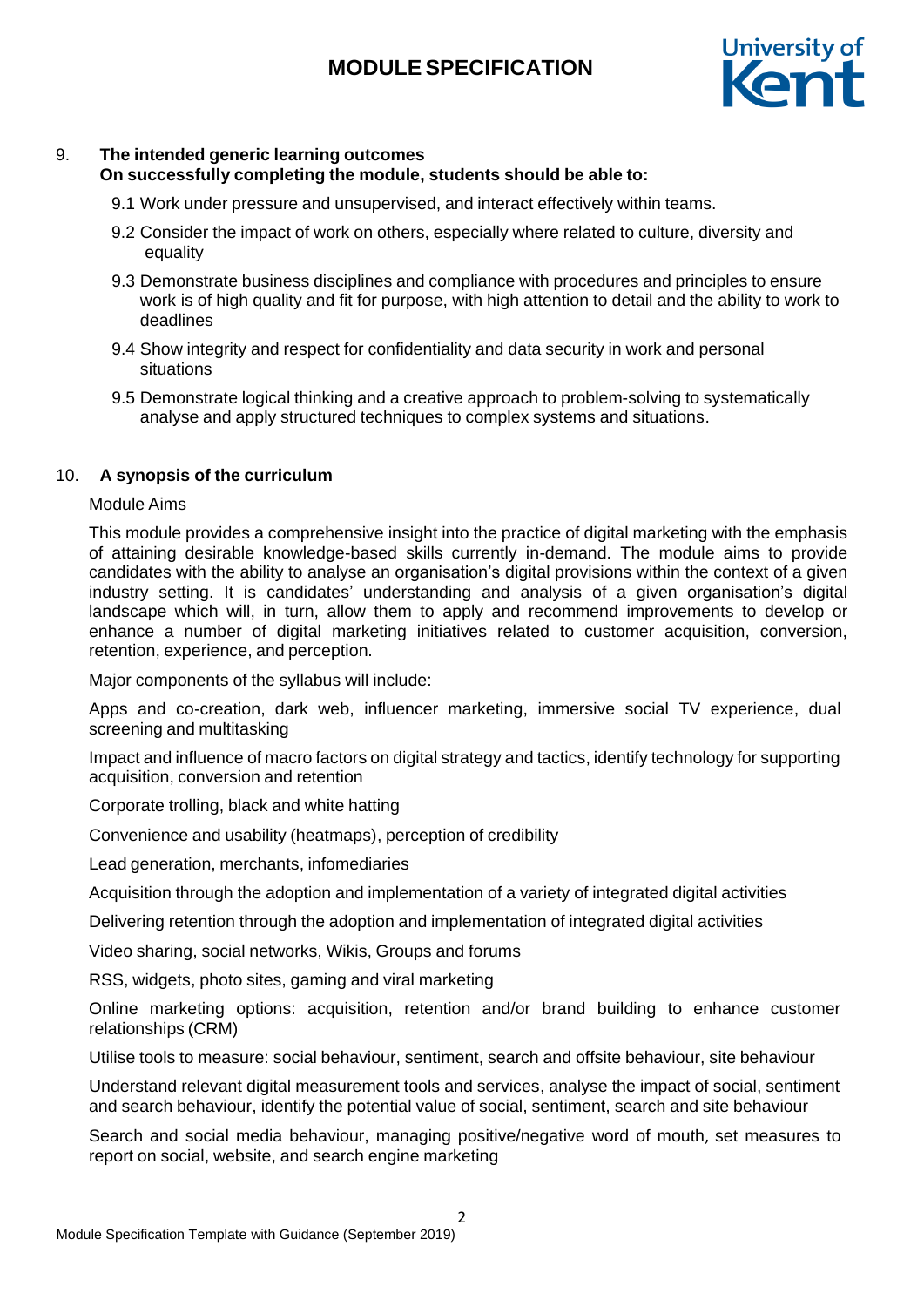## 9. The intended generic learning outcomes

**On successfully completing the module, students should be able to:**

9.1 Work under pressure and unsupervised, and interact effectively within teams.

9.2 Consider the impact of work on others, especially where related to culture, diversity and equality

9.3 Demonstrate business disciplines and compliance with procedures and principles to ensure work is of high quality and fit for purpose, with high attention to detail and the ability to work to deadlines

9.4 Show integrity and respect for confidentiality and data security in work and personal situations

9.5 Demonstrate logical thinking and a creative approach to problem-solving to systematically analyse and apply structured techniques to complex systems and situations.

## 10. A synopsis of the curriculum

Module Aims

This module provides a comprehensive insight into the practice of digital marketing with the emphasis of attaining desirable knowledge-based skills currently in-demand. The module aims to provide candidates with the ability to analyse an organisation's digital provisions within the context of a given industry setting. It is candidates' understanding and analysis of a given organisation's digital landscape which will, in turn, allow them to apply and recommend improvements to develop or enhance a number of digital marketing initiatives related to customer acquisition, conversion, retention, experience, and perception.

Major components of the syllabus will include:

Apps and co-creation, dark web, influencer marketing, immersive social TV experience, dual screening and multitasking

Impact and influence of macro factors on digital strategy and tactics, identify technology for supporting acquisition, conversion and retention

Corporate trolling, black and white hatting

Convenience and usability (heatmaps), perception of credibility

Lead generation, merchants, infomediaries

Acquisition through the adoption and implementation of a variety of integrated digital activities

Delivering retention through the adoption and implementation of integrated digital activities

Video sharing, social networks, Wikis, Groups and forums

RSS, widgets, photo sites, gaming and viral marketing

Online marketing options: acquisition, retention and/or brand building to enhance customer relationships (CRM)

Utilise tools to measure: social behaviour, sentiment, search and offsite behaviour, site behaviour

Understand relevant digital measurement tools and services, analyse the impact of social, sentiment and search behaviour, identify the potential value of social, sentiment, search and site behaviour

Search and social media behaviour, managing positive/negative word of mouth, set measures to report on social, website, and search engine marketing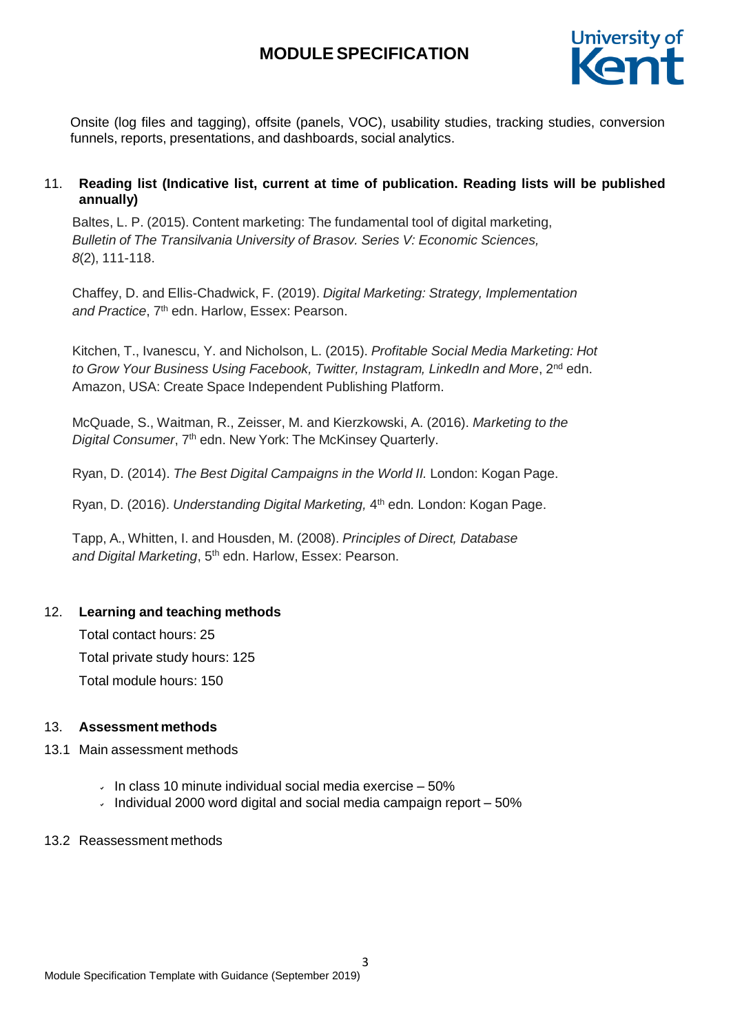Onsite (log files and tagging), offsite (panels, VOC), usability studies, tracking studies, conversion funnels, reports, presentations, and dashboards, social analytics.

### 11. Reading list (Indicative list, current at time of publication. Reading lists will be published annually)

Baltes, L. P. (2015). Content marketing: The fundamental tool of digital marketing, *Bulletin of The Transilvania University of Brasov. Series V: Economic Sciences, 8*(2), 111-118.

Chaffey, D. and Ellis-Chadwick, F. (2019). *Digital Marketing: Strategy, Implementation and Practice*, 7th edn. Harlow, Essex: Pearson.

Kitchen, T., Ivanescu, Y. and Nicholson, L. (2015). *Profitable Social Media Marketing: Hot to Grow Your Business Using Facebook, Twitter, Instagram, LinkedIn and More*, 2nd edn. Amazon, USA: Create Space Independent Publishing Platform.

McQuade, S., Waitman, R., Zeisser, M. and Kierzkowski, A. (2016). *Marketing to the Digital Consumer*, 7th edn. New York: The McKinsey Quarterly.

Ryan, D. (2014). *The Best Digital Campaigns in the World II.* London: Kogan Page.

Ryan, D. (2016). *Understanding Digital Marketing,* 4th edn*.* London: Kogan Page.

Tapp, A., Whitten, I. and Housden, M. (2008). *Principles of Direct, Database and Digital Marketing*, 5th edn. Harlow, Essex: Pearson.

### 12. Learning and teaching methods

Total contact hours: 25

Total private study hours: 125

Total module hours: 150

### 13. Assessment methods

13.1 Main assessment methods

- In class 10 minute individual social media exercise – 50%
- Individual 2000 word digital and social media campaign report – 50%

13.2 Reassessment methods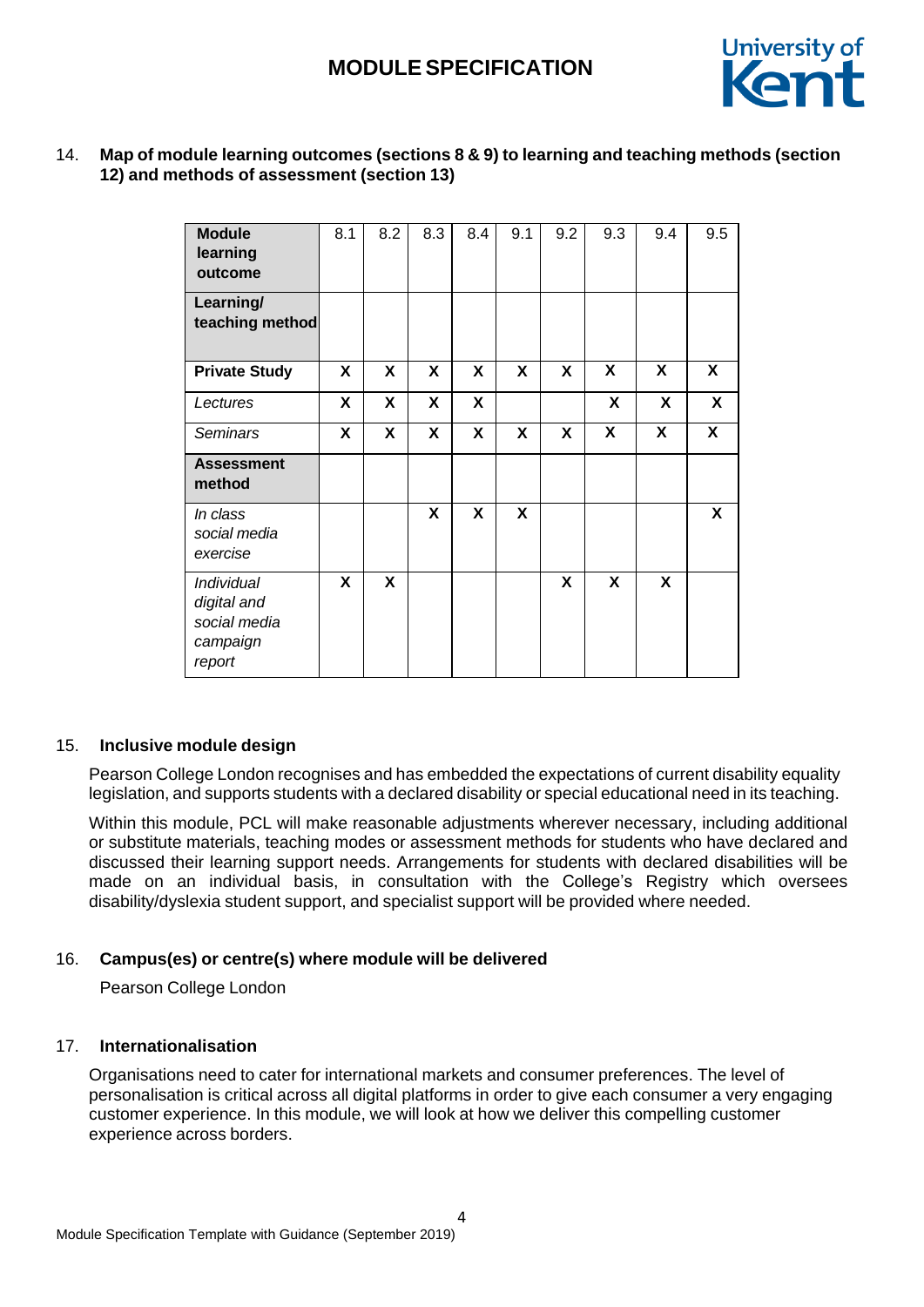14. **Map of module learning outcomes (sections 8 & 9) to learning and teaching methods (section 12) and methods of assessment (section 13)**

| **Module learning outcome** | 8.1 | 8.2 | 8.3 | 8.4 | 9.1 | 9.2 | 9.3 | 9.4 | 9.5 |
|---|---|---|---|---|---|---|---|---|---|
| **Learning/ teaching method** | | | | | | | | | |
| **Private Study** | **X** | **X** | **X** | **X** | **X** | **X** | **X** | **X** | **X** |
| *Lectures* | **X** | **X** | **X** | **X** | | | **X** | **X** | **X** |
| *Seminars* | **X** | **X** | **X** | **X** | **X** | **X** | **X** | **X** | **X** |
| **Assessment method** | | | | | | | | | |
| *In class social media exercise* | | | **X** | **X** | **X** | | | | **X** |
| *Individual digital and social media campaign report* | **X** | **X** | | | | **X** | **X** | **X** | |

15. **Inclusive module design**

Pearson College London recognises and has embedded the expectations of current disability equality legislation, and supports students with a declared disability or special educational need in its teaching.

Within this module, PCL will make reasonable adjustments wherever necessary, including additional or substitute materials, teaching modes or assessment methods for students who have declared and discussed their learning support needs. Arrangements for students with declared disabilities will be made on an individual basis, in consultation with the College's Registry which oversees disability/dyslexia student support, and specialist support will be provided where needed.

16. **Campus(es) or centre(s) where module will be delivered**

Pearson College London

17. **Internationalisation**

Organisations need to cater for international markets and consumer preferences. The level of personalisation is critical across all digital platforms in order to give each consumer a very engaging customer experience. In this module, we will look at how we deliver this compelling customer experience across borders.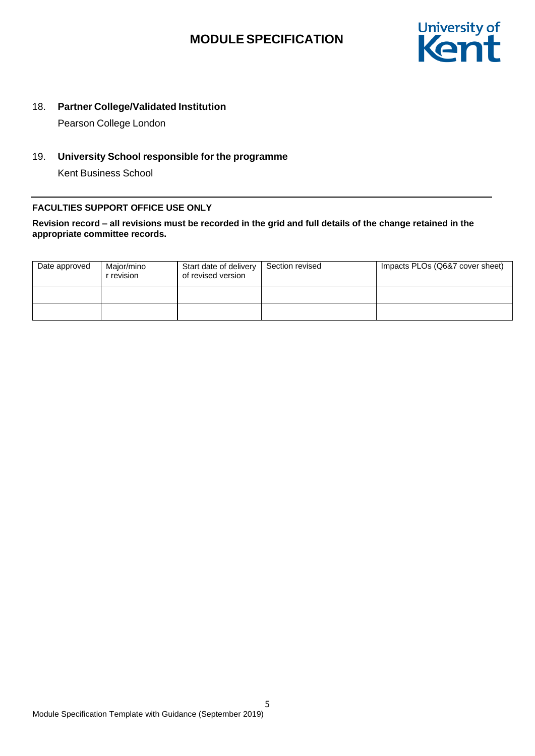18. **Partner College/Validated Institution**

    Pearson College London

19. **University School responsible for the programme**

    Kent Business School

---

**FACULTIES SUPPORT OFFICE USE ONLY**

**Revision record – all revisions must be recorded in the grid and full details of the change retained in the appropriate committee records.**

| Date approved | Major/minor revision | Start date of delivery of revised version | Section revised | Impacts PLOs (Q6&7 cover sheet) |
|---|---|---|---|---|
| | | | | |
| | | | | |